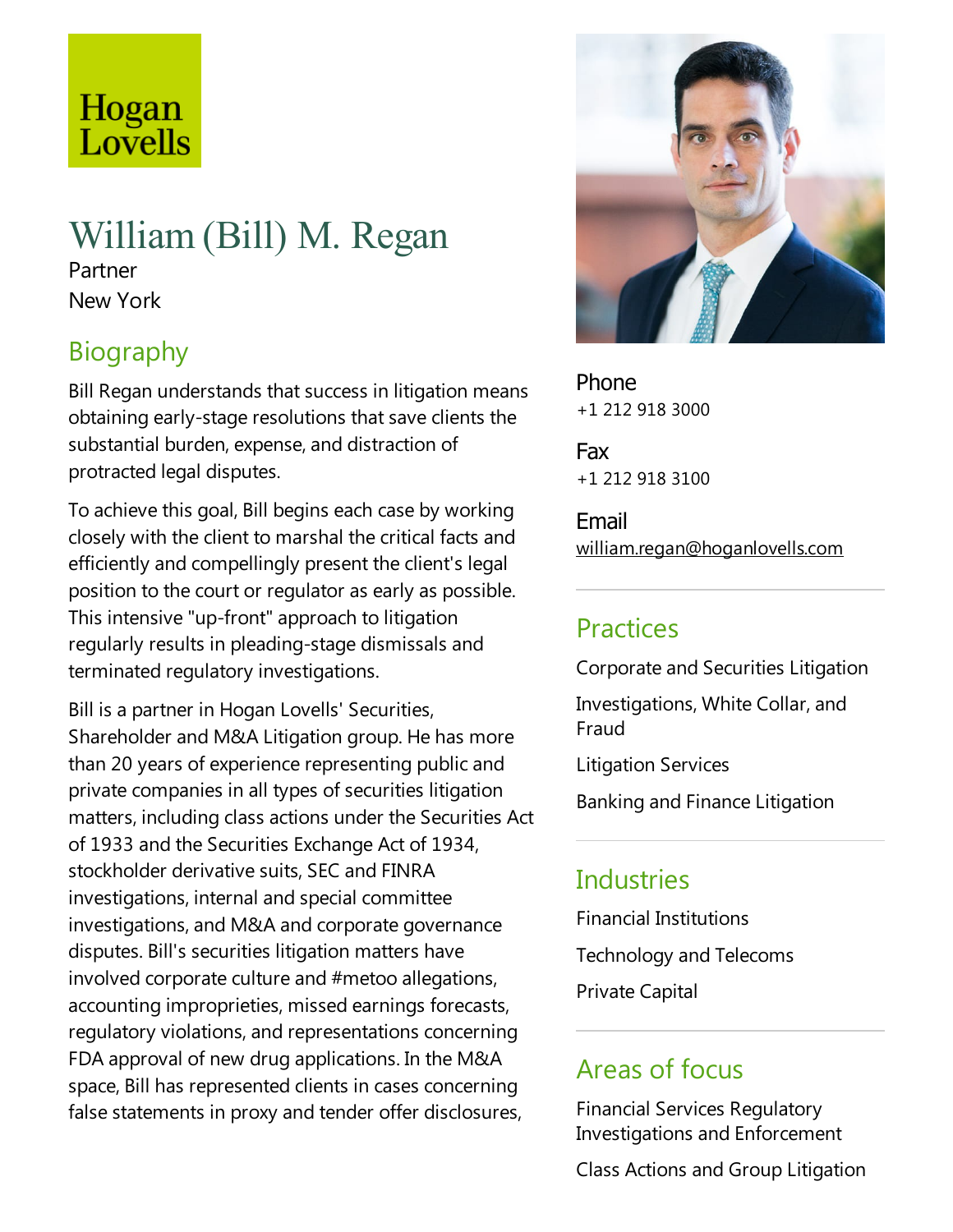Hogan Lovells

# William (Bill) M. Regan

Partner

New York

## Biography

Bill Regan understands that success in litigation means obtaining early-stage resolutions that save clients the substantial burden, expense, and distraction of protracted legal disputes.

To achieve this goal, Bill begins each case by working closely with the client to marshal the critical facts and efficiently and compellingly present the client's legal position to the court or regulator as early as possible. This intensive "up-front" approach to litigation regularly results in pleading-stage dismissals and terminated regulatory investigations.

Bill is a partner in Hogan Lovells' Securities, Shareholder and M&A Litigation group. He has more than 20 years of experience representing public and private companies in all types of securities litigation matters, including class actions under the Securities Act of 1933 and the Securities Exchange Act of 1934, stockholder derivative suits, SEC and FINRA investigations, internal and special committee investigations, and M&A and corporate governance disputes. Bill's securities litigation matters have involved corporate culture and #metoo allegations, accounting improprieties, missed earnings forecasts, regulatory violations, and representations concerning FDA approval of new drug applications. In the M&A space, Bill has represented clients in cases concerning false statements in proxy and tender offer disclosures,

Phone
+1 212 918 3000

Fax
+1 212 918 3100

Email
william.regan@hoganlovells.com

## Practices

Corporate and Securities Litigation

Investigations, White Collar, and Fraud

Litigation Services

Banking and Finance Litigation

## Industries

Financial Institutions

Technology and Telecoms

Private Capital

## Areas of focus

Financial Services Regulatory Investigations and Enforcement

Class Actions and Group Litigation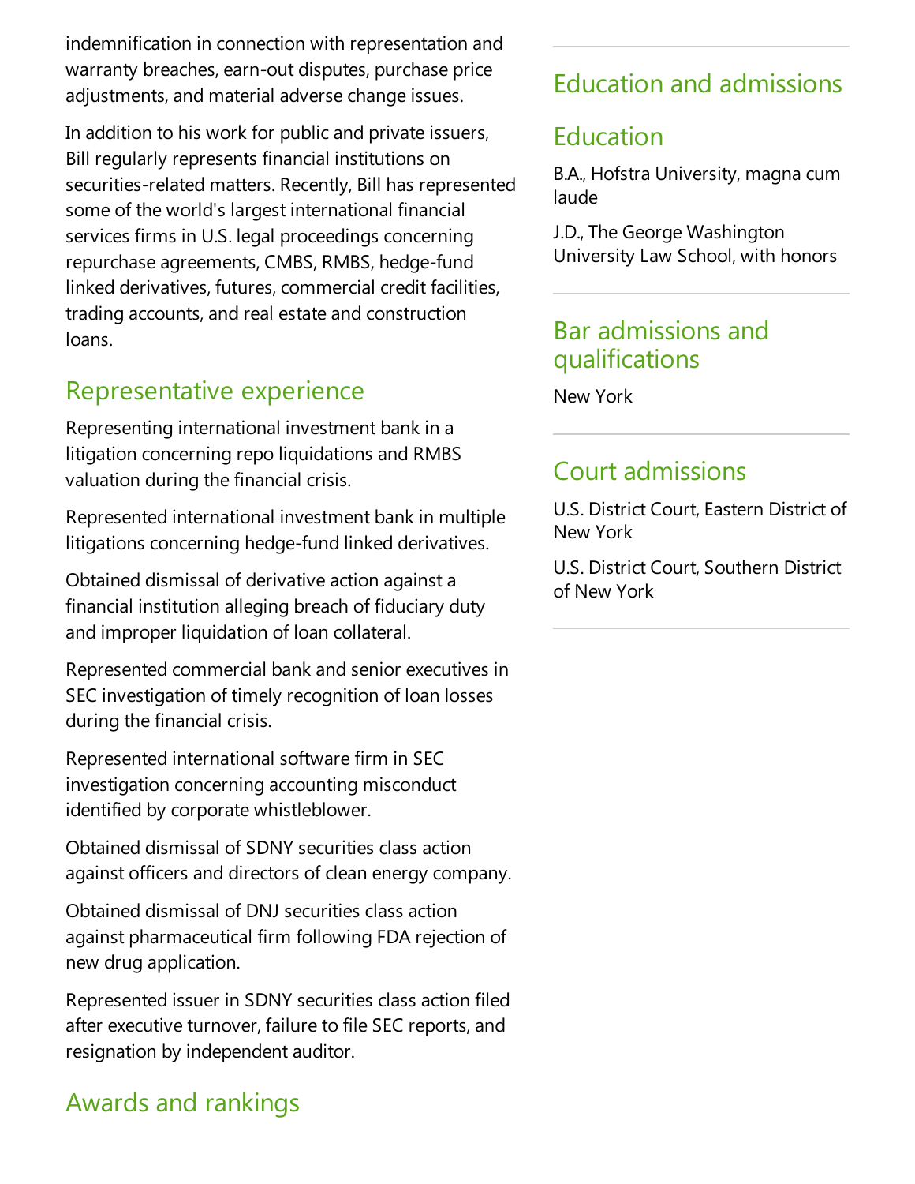indemnification in connection with representation and warranty breaches, earn-out disputes, purchase price adjustments, and material adverse change issues.

In addition to his work for public and private issuers, Bill regularly represents financial institutions on securities-related matters. Recently, Bill has represented some of the world's largest international financial services firms in U.S. legal proceedings concerning repurchase agreements, CMBS, RMBS, hedge-fund linked derivatives, futures, commercial credit facilities, trading accounts, and real estate and construction loans.

## Representative experience

Representing international investment bank in a litigation concerning repo liquidations and RMBS valuation during the financial crisis.

Represented international investment bank in multiple litigations concerning hedge-fund linked derivatives.

Obtained dismissal of derivative action against a financial institution alleging breach of fiduciary duty and improper liquidation of loan collateral.

Represented commercial bank and senior executives in SEC investigation of timely recognition of loan losses during the financial crisis.

Represented international software firm in SEC investigation concerning accounting misconduct identified by corporate whistleblower.

Obtained dismissal of SDNY securities class action against officers and directors of clean energy company.

Obtained dismissal of DNJ securities class action against pharmaceutical firm following FDA rejection of new drug application.

Represented issuer in SDNY securities class action filed after executive turnover, failure to file SEC reports, and resignation by independent auditor.

## Awards and rankings

## Education and admissions

### Education

B.A., Hofstra University, magna cum laude

J.D., The George Washington University Law School, with honors

### Bar admissions and qualifications

New York

### Court admissions

U.S. District Court, Eastern District of New York

U.S. District Court, Southern District of New York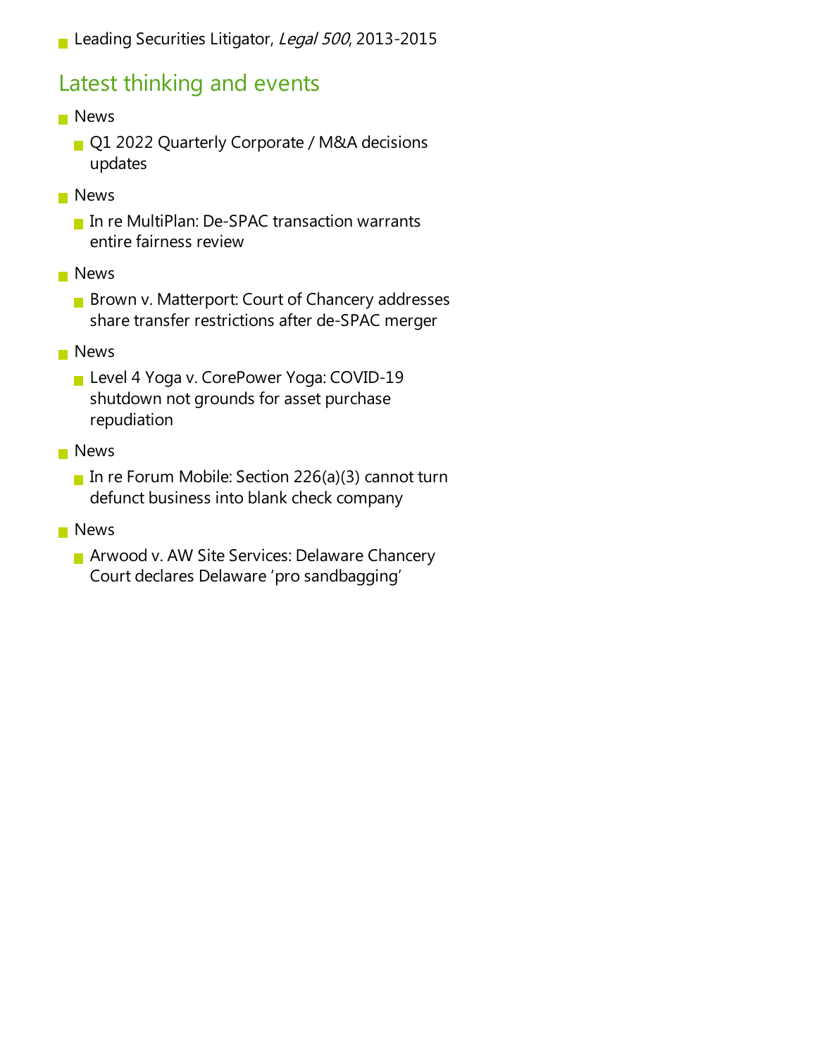- Leading Securities Litigator, *Legal 500*, 2013-2015

## Latest thinking and events

- News
  - Q1 2022 Quarterly Corporate / M&A decisions updates
- News
  - In re MultiPlan: De-SPAC transaction warrants entire fairness review
- News
  - Brown v. Matterport: Court of Chancery addresses share transfer restrictions after de-SPAC merger
- News
  - Level 4 Yoga v. CorePower Yoga: COVID-19 shutdown not grounds for asset purchase repudiation
- News
  - In re Forum Mobile: Section 226(a)(3) cannot turn defunct business into blank check company
- News
  - Arwood v. AW Site Services: Delaware Chancery Court declares Delaware 'pro sandbagging'